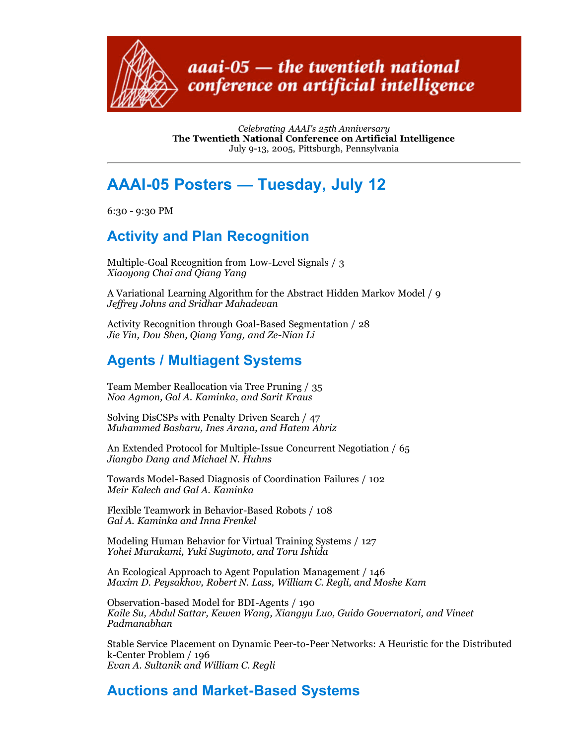aaai-05 — the twentieth national conference on artificial intelligence

*Celebrating AAAI's 25th Anniversary*
**The Twentieth National Conference on Artificial Intelligence**
July 9-13, 2005, Pittsburgh, Pennsylvania

# AAAI-05 Posters — Tuesday, July 12

6:30 - 9:30 PM

## Activity and Plan Recognition

Multiple-Goal Recognition from Low-Level Signals / 3
*Xiaoyong Chai and Qiang Yang*

A Variational Learning Algorithm for the Abstract Hidden Markov Model / 9
*Jeffrey Johns and Sridhar Mahadevan*

Activity Recognition through Goal-Based Segmentation / 28
*Jie Yin, Dou Shen, Qiang Yang, and Ze-Nian Li*

## Agents / Multiagent Systems

Team Member Reallocation via Tree Pruning / 35
*Noa Agmon, Gal A. Kaminka, and Sarit Kraus*

Solving DisCSPs with Penalty Driven Search / 47
*Muhammed Basharu, Ines Arana, and Hatem Ahriz*

An Extended Protocol for Multiple-Issue Concurrent Negotiation / 65
*Jiangbo Dang and Michael N. Huhns*

Towards Model-Based Diagnosis of Coordination Failures / 102
*Meir Kalech and Gal A. Kaminka*

Flexible Teamwork in Behavior-Based Robots / 108
*Gal A. Kaminka and Inna Frenkel*

Modeling Human Behavior for Virtual Training Systems / 127
*Yohei Murakami, Yuki Sugimoto, and Toru Ishida*

An Ecological Approach to Agent Population Management / 146
*Maxim D. Peysakhov, Robert N. Lass, William C. Regli, and Moshe Kam*

Observation-based Model for BDI-Agents / 190
*Kaile Su, Abdul Sattar, Kewen Wang, Xiangyu Luo, Guido Governatori, and Vineet Padmanabhan*

Stable Service Placement on Dynamic Peer-to-Peer Networks: A Heuristic for the Distributed k-Center Problem / 196
*Evan A. Sultanik and William C. Regli*

## Auctions and Market-Based Systems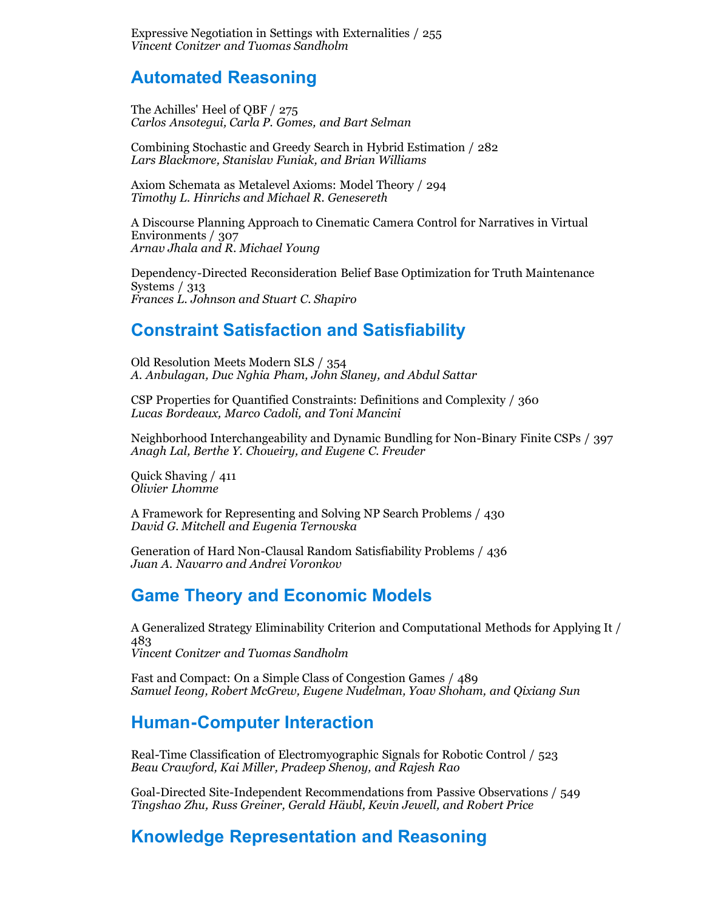Expressive Negotiation in Settings with Externalities / 255
*Vincent Conitzer and Tuomas Sandholm*

## Automated Reasoning

The Achilles' Heel of QBF / 275
*Carlos Ansotegui, Carla P. Gomes, and Bart Selman*

Combining Stochastic and Greedy Search in Hybrid Estimation / 282
*Lars Blackmore, Stanislav Funiak, and Brian Williams*

Axiom Schemata as Metalevel Axioms: Model Theory / 294
*Timothy L. Hinrichs and Michael R. Genesereth*

A Discourse Planning Approach to Cinematic Camera Control for Narratives in Virtual Environments / 307
*Arnav Jhala and R. Michael Young*

Dependency-Directed Reconsideration Belief Base Optimization for Truth Maintenance Systems / 313
*Frances L. Johnson and Stuart C. Shapiro*

## Constraint Satisfaction and Satisfiability

Old Resolution Meets Modern SLS / 354
*A. Anbulagan, Duc Nghia Pham, John Slaney, and Abdul Sattar*

CSP Properties for Quantified Constraints: Definitions and Complexity / 360
*Lucas Bordeaux, Marco Cadoli, and Toni Mancini*

Neighborhood Interchangeability and Dynamic Bundling for Non-Binary Finite CSPs / 397
*Anagh Lal, Berthe Y. Choueiry, and Eugene C. Freuder*

Quick Shaving / 411
*Olivier Lhomme*

A Framework for Representing and Solving NP Search Problems / 430
*David G. Mitchell and Eugenia Ternovska*

Generation of Hard Non-Clausal Random Satisfiability Problems / 436
*Juan A. Navarro and Andrei Voronkov*

## Game Theory and Economic Models

A Generalized Strategy Eliminability Criterion and Computational Methods for Applying It / 483
*Vincent Conitzer and Tuomas Sandholm*

Fast and Compact: On a Simple Class of Congestion Games / 489
*Samuel Ieong, Robert McGrew, Eugene Nudelman, Yoav Shoham, and Qixiang Sun*

## Human-Computer Interaction

Real-Time Classification of Electromyographic Signals for Robotic Control / 523
*Beau Crawford, Kai Miller, Pradeep Shenoy, and Rajesh Rao*

Goal-Directed Site-Independent Recommendations from Passive Observations / 549
*Tingshao Zhu, Russ Greiner, Gerald Häubl, Kevin Jewell, and Robert Price*

## Knowledge Representation and Reasoning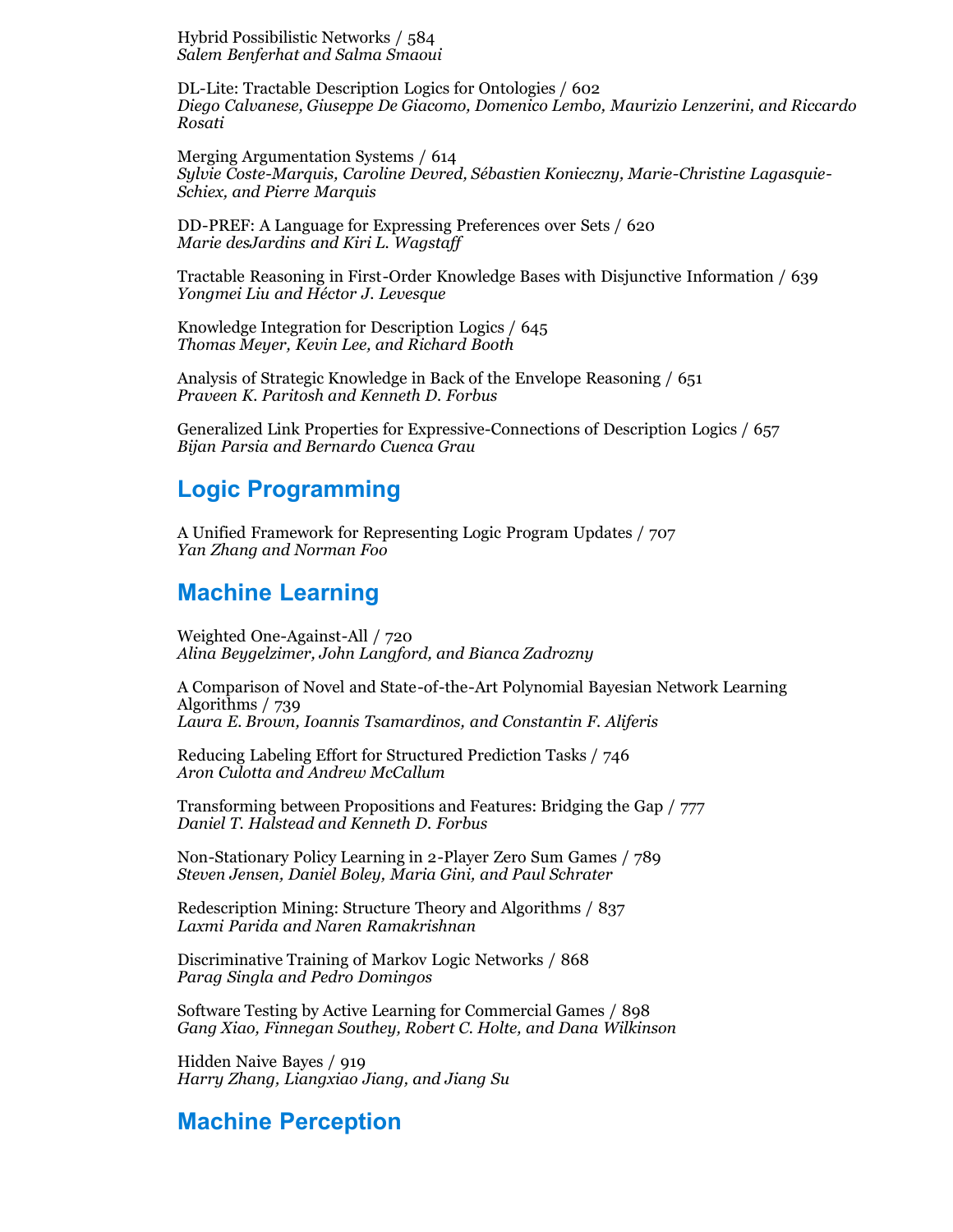Hybrid Possibilistic Networks / 584
*Salem Benferhat and Salma Smaoui*

DL-Lite: Tractable Description Logics for Ontologies / 602
*Diego Calvanese, Giuseppe De Giacomo, Domenico Lembo, Maurizio Lenzerini, and Riccardo Rosati*

Merging Argumentation Systems / 614
*Sylvie Coste-Marquis, Caroline Devred, Sébastien Konieczny, Marie-Christine Lagasquie-Schiex, and Pierre Marquis*

DD-PREF: A Language for Expressing Preferences over Sets / 620
*Marie desJardins and Kiri L. Wagstaff*

Tractable Reasoning in First-Order Knowledge Bases with Disjunctive Information / 639
*Yongmei Liu and Héctor J. Levesque*

Knowledge Integration for Description Logics / 645
*Thomas Meyer, Kevin Lee, and Richard Booth*

Analysis of Strategic Knowledge in Back of the Envelope Reasoning / 651
*Praveen K. Paritosh and Kenneth D. Forbus*

Generalized Link Properties for Expressive-Connections of Description Logics / 657
*Bijan Parsia and Bernardo Cuenca Grau*

## Logic Programming

A Unified Framework for Representing Logic Program Updates / 707
*Yan Zhang and Norman Foo*

## Machine Learning

Weighted One-Against-All / 720
*Alina Beygelzimer, John Langford, and Bianca Zadrozny*

A Comparison of Novel and State-of-the-Art Polynomial Bayesian Network Learning Algorithms / 739
*Laura E. Brown, Ioannis Tsamardinos, and Constantin F. Aliferis*

Reducing Labeling Effort for Structured Prediction Tasks / 746
*Aron Culotta and Andrew McCallum*

Transforming between Propositions and Features: Bridging the Gap / 777
*Daniel T. Halstead and Kenneth D. Forbus*

Non-Stationary Policy Learning in 2-Player Zero Sum Games / 789
*Steven Jensen, Daniel Boley, Maria Gini, and Paul Schrater*

Redescription Mining: Structure Theory and Algorithms / 837
*Laxmi Parida and Naren Ramakrishnan*

Discriminative Training of Markov Logic Networks / 868
*Parag Singla and Pedro Domingos*

Software Testing by Active Learning for Commercial Games / 898
*Gang Xiao, Finnegan Southey, Robert C. Holte, and Dana Wilkinson*

Hidden Naive Bayes / 919
*Harry Zhang, Liangxiao Jiang, and Jiang Su*

## Machine Perception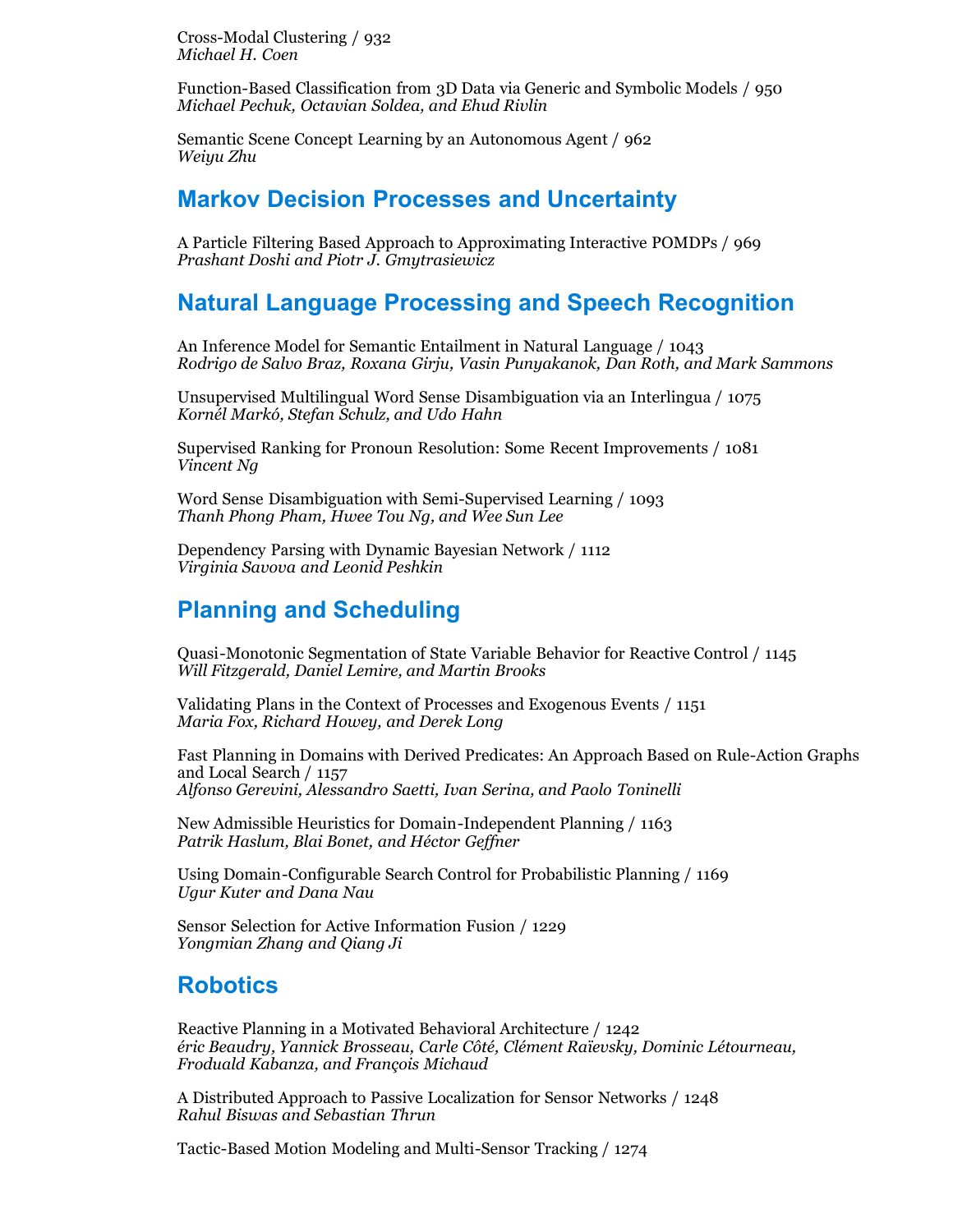Cross-Modal Clustering / 932
*Michael H. Coen*

Function-Based Classification from 3D Data via Generic and Symbolic Models / 950
*Michael Pechuk, Octavian Soldea, and Ehud Rivlin*

Semantic Scene Concept Learning by an Autonomous Agent / 962
*Weiyu Zhu*

## Markov Decision Processes and Uncertainty

A Particle Filtering Based Approach to Approximating Interactive POMDPs / 969
*Prashant Doshi and Piotr J. Gmytrasiewicz*

## Natural Language Processing and Speech Recognition

An Inference Model for Semantic Entailment in Natural Language / 1043
*Rodrigo de Salvo Braz, Roxana Girju, Vasin Punyakanok, Dan Roth, and Mark Sammons*

Unsupervised Multilingual Word Sense Disambiguation via an Interlingua / 1075
*Kornél Markó, Stefan Schulz, and Udo Hahn*

Supervised Ranking for Pronoun Resolution: Some Recent Improvements / 1081
*Vincent Ng*

Word Sense Disambiguation with Semi-Supervised Learning / 1093
*Thanh Phong Pham, Hwee Tou Ng, and Wee Sun Lee*

Dependency Parsing with Dynamic Bayesian Network / 1112
*Virginia Savova and Leonid Peshkin*

## Planning and Scheduling

Quasi-Monotonic Segmentation of State Variable Behavior for Reactive Control / 1145
*Will Fitzgerald, Daniel Lemire, and Martin Brooks*

Validating Plans in the Context of Processes and Exogenous Events / 1151
*Maria Fox, Richard Howey, and Derek Long*

Fast Planning in Domains with Derived Predicates: An Approach Based on Rule-Action Graphs and Local Search / 1157
*Alfonso Gerevini, Alessandro Saetti, Ivan Serina, and Paolo Toninelli*

New Admissible Heuristics for Domain-Independent Planning / 1163
*Patrik Haslum, Blai Bonet, and Héctor Geffner*

Using Domain-Configurable Search Control for Probabilistic Planning / 1169
*Ugur Kuter and Dana Nau*

Sensor Selection for Active Information Fusion / 1229
*Yongmian Zhang and Qiang Ji*

## Robotics

Reactive Planning in a Motivated Behavioral Architecture / 1242
*éric Beaudry, Yannick Brosseau, Carle Côté, Clément Raïevsky, Dominic Létourneau, Froduald Kabanza, and François Michaud*

A Distributed Approach to Passive Localization for Sensor Networks / 1248
*Rahul Biswas and Sebastian Thrun*

Tactic-Based Motion Modeling and Multi-Sensor Tracking / 1274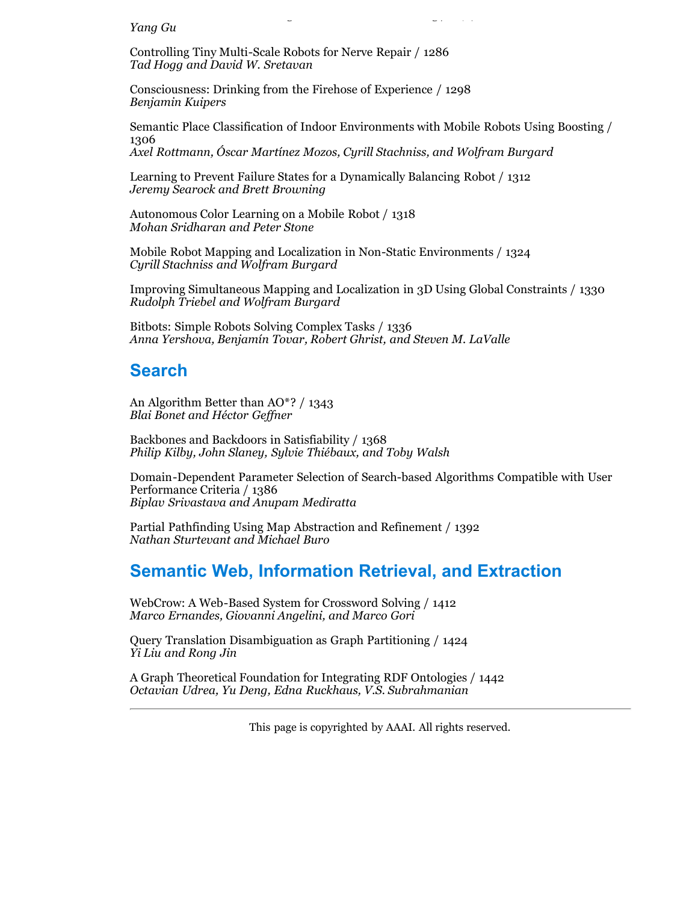*Yang Gu*

Controlling Tiny Multi-Scale Robots for Nerve Repair / 1286
*Tad Hogg and David W. Sretavan*

Consciousness: Drinking from the Firehose of Experience / 1298
*Benjamin Kuipers*

Semantic Place Classification of Indoor Environments with Mobile Robots Using Boosting / 1306
*Axel Rottmann, Óscar Martínez Mozos, Cyrill Stachniss, and Wolfram Burgard*

Learning to Prevent Failure States for a Dynamically Balancing Robot / 1312
*Jeremy Searock and Brett Browning*

Autonomous Color Learning on a Mobile Robot / 1318
*Mohan Sridharan and Peter Stone*

Mobile Robot Mapping and Localization in Non-Static Environments / 1324
*Cyrill Stachniss and Wolfram Burgard*

Improving Simultaneous Mapping and Localization in 3D Using Global Constraints / 1330
*Rudolph Triebel and Wolfram Burgard*

Bitbots: Simple Robots Solving Complex Tasks / 1336
*Anna Yershova, Benjamín Tovar, Robert Ghrist, and Steven M. LaValle*

## Search

An Algorithm Better than AO*? / 1343
*Blai Bonet and Héctor Geffner*

Backbones and Backdoors in Satisfiability / 1368
*Philip Kilby, John Slaney, Sylvie Thiébaux, and Toby Walsh*

Domain-Dependent Parameter Selection of Search-based Algorithms Compatible with User Performance Criteria / 1386
*Biplav Srivastava and Anupam Mediratta*

Partial Pathfinding Using Map Abstraction and Refinement / 1392
*Nathan Sturtevant and Michael Buro*

## Semantic Web, Information Retrieval, and Extraction

WebCrow: A Web-Based System for Crossword Solving / 1412
*Marco Ernandes, Giovanni Angelini, and Marco Gori*

Query Translation Disambiguation as Graph Partitioning / 1424
*Yi Liu and Rong Jin*

A Graph Theoretical Foundation for Integrating RDF Ontologies / 1442
*Octavian Udrea, Yu Deng, Edna Ruckhaus, V.S. Subrahmanian*

---

This page is copyrighted by AAAI. All rights reserved.